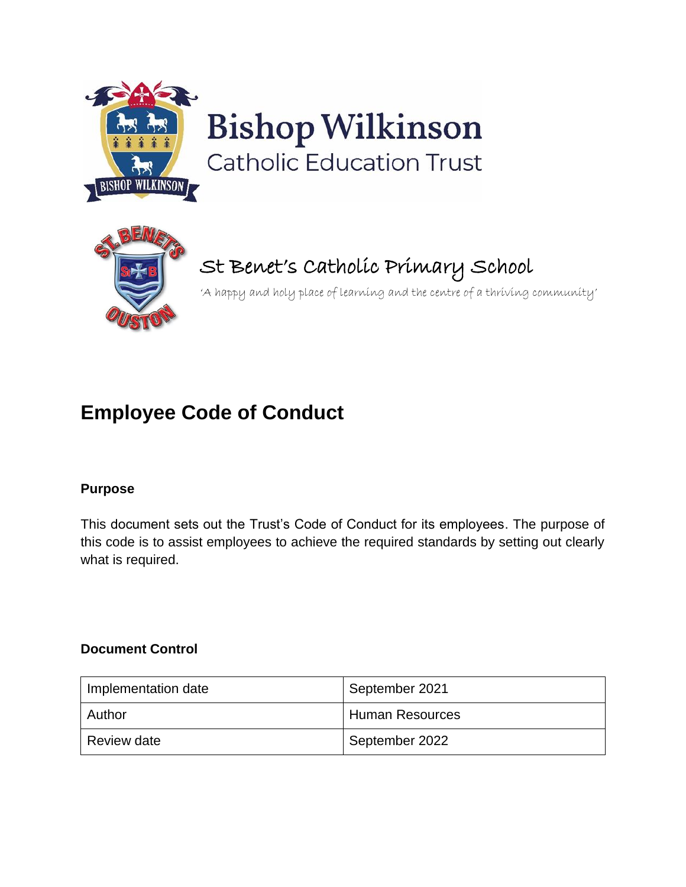Bishop Wilkinson
Catholic Education Trust

St Benet's Catholic Primary School

*'A happy and holy place of learning and the centre of a thriving community'*

# Employee Code of Conduct

**Purpose**

This document sets out the Trust's Code of Conduct for its employees. The purpose of this code is to assist employees to achieve the required standards by setting out clearly what is required.

**Document Control**

| | |
|---|---|
| Implementation date | September 2021 |
| Author | Human Resources |
| Review date | September 2022 |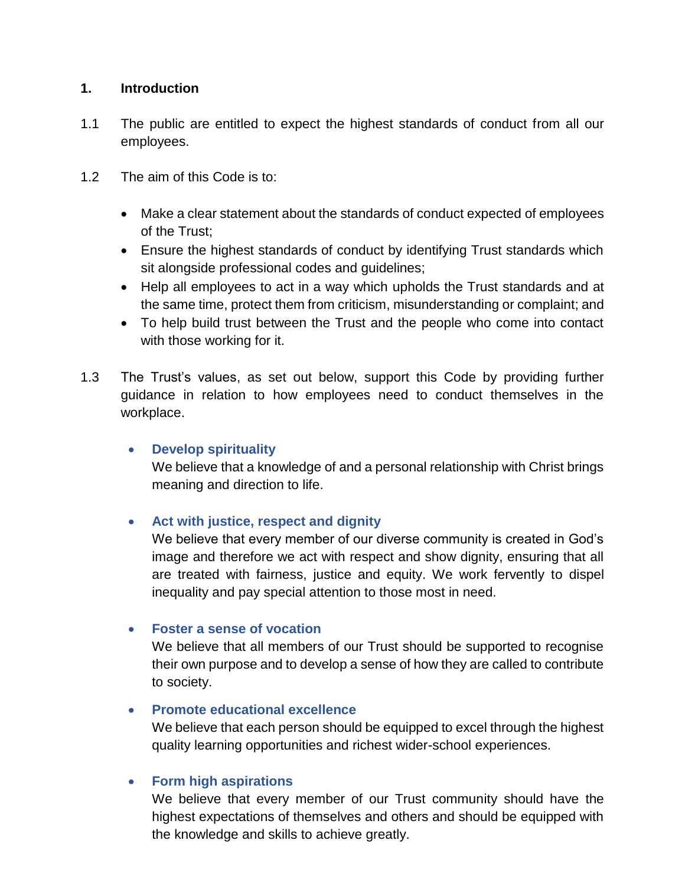## 1. Introduction

1.1 The public are entitled to expect the highest standards of conduct from all our employees.

1.2 The aim of this Code is to:

- Make a clear statement about the standards of conduct expected of employees of the Trust;
- Ensure the highest standards of conduct by identifying Trust standards which sit alongside professional codes and guidelines;
- Help all employees to act in a way which upholds the Trust standards and at the same time, protect them from criticism, misunderstanding or complaint; and
- To help build trust between the Trust and the people who come into contact with those working for it.

1.3 The Trust's values, as set out below, support this Code by providing further guidance in relation to how employees need to conduct themselves in the workplace.

- **Develop spirituality**
  We believe that a knowledge of and a personal relationship with Christ brings meaning and direction to life.

- **Act with justice, respect and dignity**
  We believe that every member of our diverse community is created in God's image and therefore we act with respect and show dignity, ensuring that all are treated with fairness, justice and equity. We work fervently to dispel inequality and pay special attention to those most in need.

- **Foster a sense of vocation**
  We believe that all members of our Trust should be supported to recognise their own purpose and to develop a sense of how they are called to contribute to society.

- **Promote educational excellence**
  We believe that each person should be equipped to excel through the highest quality learning opportunities and richest wider-school experiences.

- **Form high aspirations**
  We believe that every member of our Trust community should have the highest expectations of themselves and others and should be equipped with the knowledge and skills to achieve greatly.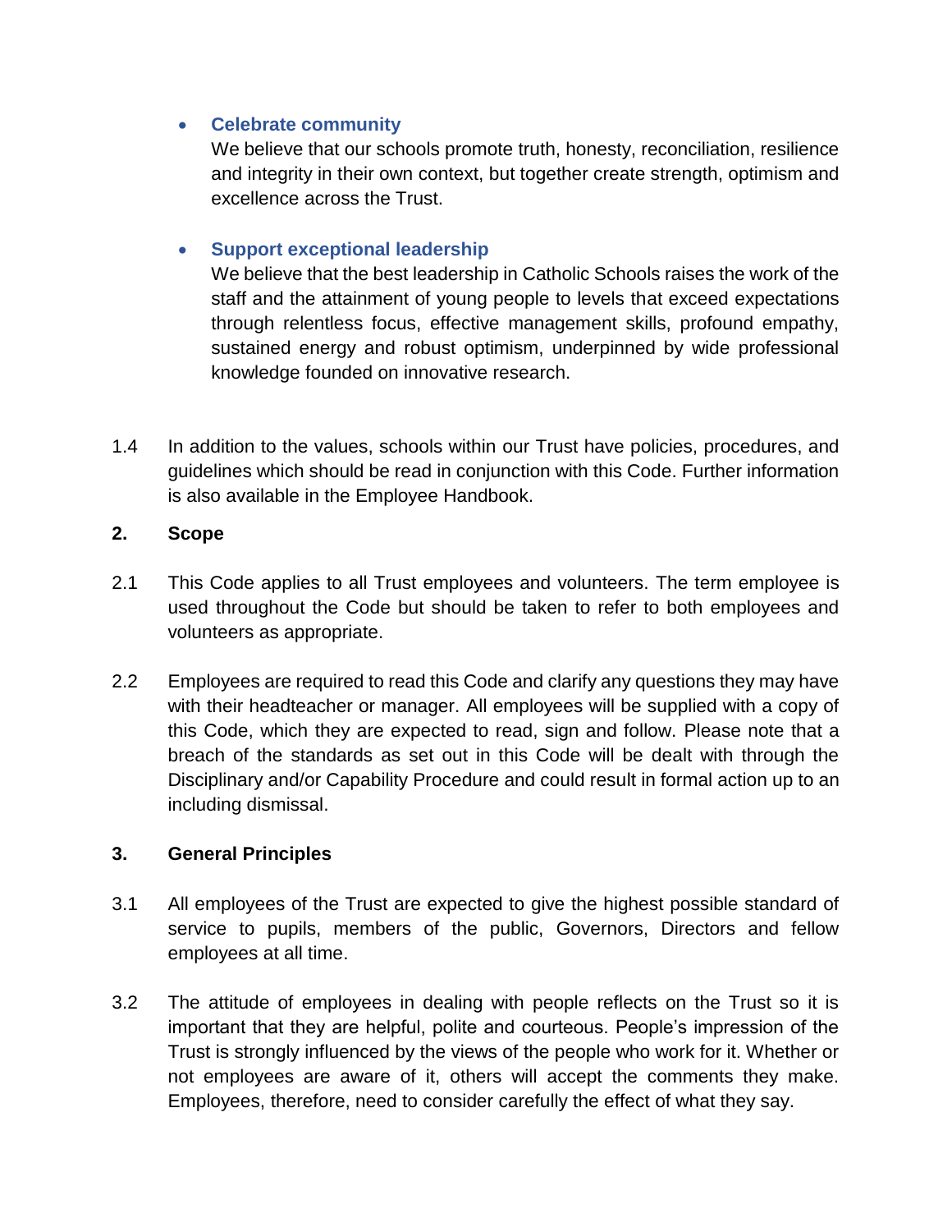- **Celebrate community**
  We believe that our schools promote truth, honesty, reconciliation, resilience and integrity in their own context, but together create strength, optimism and excellence across the Trust.

- **Support exceptional leadership**
  We believe that the best leadership in Catholic Schools raises the work of the staff and the attainment of young people to levels that exceed expectations through relentless focus, effective management skills, profound empathy, sustained energy and robust optimism, underpinned by wide professional knowledge founded on innovative research.

1.4 In addition to the values, schools within our Trust have policies, procedures, and guidelines which should be read in conjunction with this Code. Further information is also available in the Employee Handbook.

## 2. Scope

2.1 This Code applies to all Trust employees and volunteers. The term employee is used throughout the Code but should be taken to refer to both employees and volunteers as appropriate.

2.2 Employees are required to read this Code and clarify any questions they may have with their headteacher or manager. All employees will be supplied with a copy of this Code, which they are expected to read, sign and follow. Please note that a breach of the standards as set out in this Code will be dealt with through the Disciplinary and/or Capability Procedure and could result in formal action up to an including dismissal.

## 3. General Principles

3.1 All employees of the Trust are expected to give the highest possible standard of service to pupils, members of the public, Governors, Directors and fellow employees at all time.

3.2 The attitude of employees in dealing with people reflects on the Trust so it is important that they are helpful, polite and courteous. People's impression of the Trust is strongly influenced by the views of the people who work for it. Whether or not employees are aware of it, others will accept the comments they make. Employees, therefore, need to consider carefully the effect of what they say.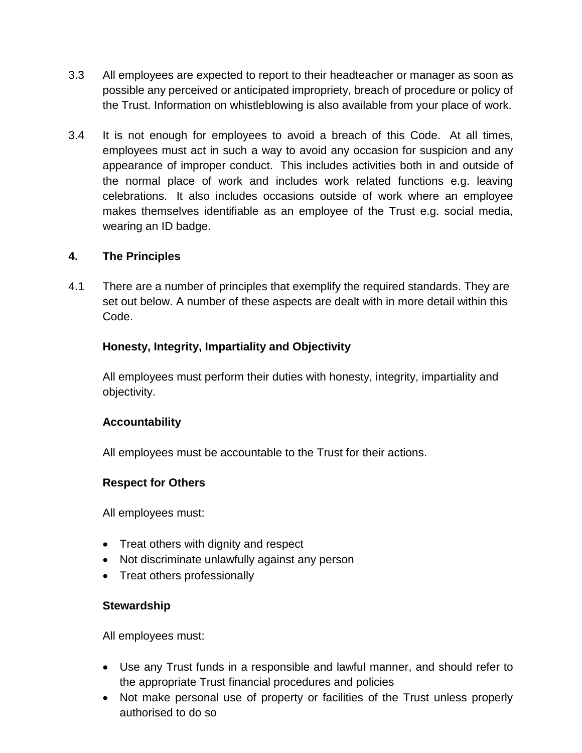3.3 All employees are expected to report to their headteacher or manager as soon as possible any perceived or anticipated impropriety, breach of procedure or policy of the Trust. Information on whistleblowing is also available from your place of work.

3.4 It is not enough for employees to avoid a breach of this Code. At all times, employees must act in such a way to avoid any occasion for suspicion and any appearance of improper conduct. This includes activities both in and outside of the normal place of work and includes work related functions e.g. leaving celebrations. It also includes occasions outside of work where an employee makes themselves identifiable as an employee of the Trust e.g. social media, wearing an ID badge.

## 4. The Principles

4.1 There are a number of principles that exemplify the required standards. They are set out below. A number of these aspects are dealt with in more detail within this Code.

**Honesty, Integrity, Impartiality and Objectivity**

All employees must perform their duties with honesty, integrity, impartiality and objectivity.

**Accountability**

All employees must be accountable to the Trust for their actions.

**Respect for Others**

All employees must:

- Treat others with dignity and respect
- Not discriminate unlawfully against any person
- Treat others professionally

**Stewardship**

All employees must:

- Use any Trust funds in a responsible and lawful manner, and should refer to the appropriate Trust financial procedures and policies
- Not make personal use of property or facilities of the Trust unless properly authorised to do so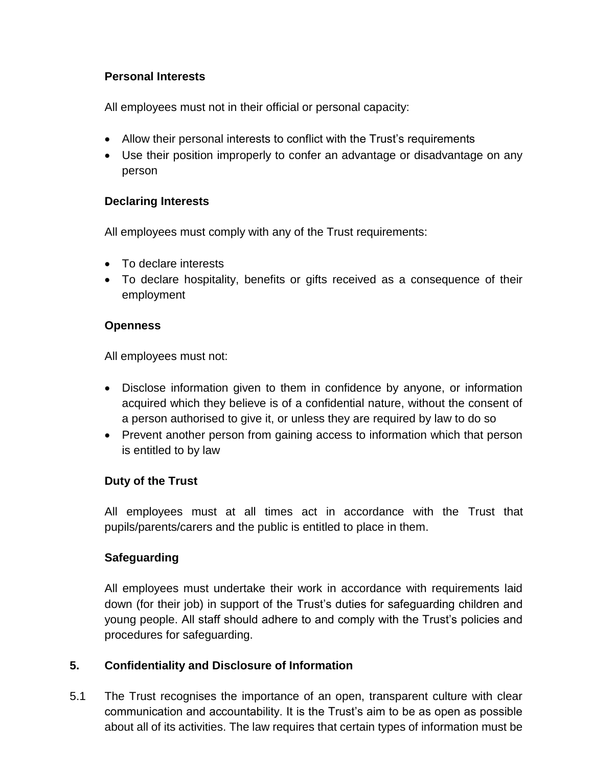**Personal Interests**

All employees must not in their official or personal capacity:

- Allow their personal interests to conflict with the Trust's requirements
- Use their position improperly to confer an advantage or disadvantage on any person

**Declaring Interests**

All employees must comply with any of the Trust requirements:

- To declare interests
- To declare hospitality, benefits or gifts received as a consequence of their employment

**Openness**

All employees must not:

- Disclose information given to them in confidence by anyone, or information acquired which they believe is of a confidential nature, without the consent of a person authorised to give it, or unless they are required by law to do so
- Prevent another person from gaining access to information which that person is entitled to by law

**Duty of the Trust**

All employees must at all times act in accordance with the Trust that pupils/parents/carers and the public is entitled to place in them.

**Safeguarding**

All employees must undertake their work in accordance with requirements laid down (for their job) in support of the Trust's duties for safeguarding children and young people. All staff should adhere to and comply with the Trust's policies and procedures for safeguarding.

## 5. Confidentiality and Disclosure of Information

5.1 The Trust recognises the importance of an open, transparent culture with clear communication and accountability. It is the Trust's aim to be as open as possible about all of its activities. The law requires that certain types of information must be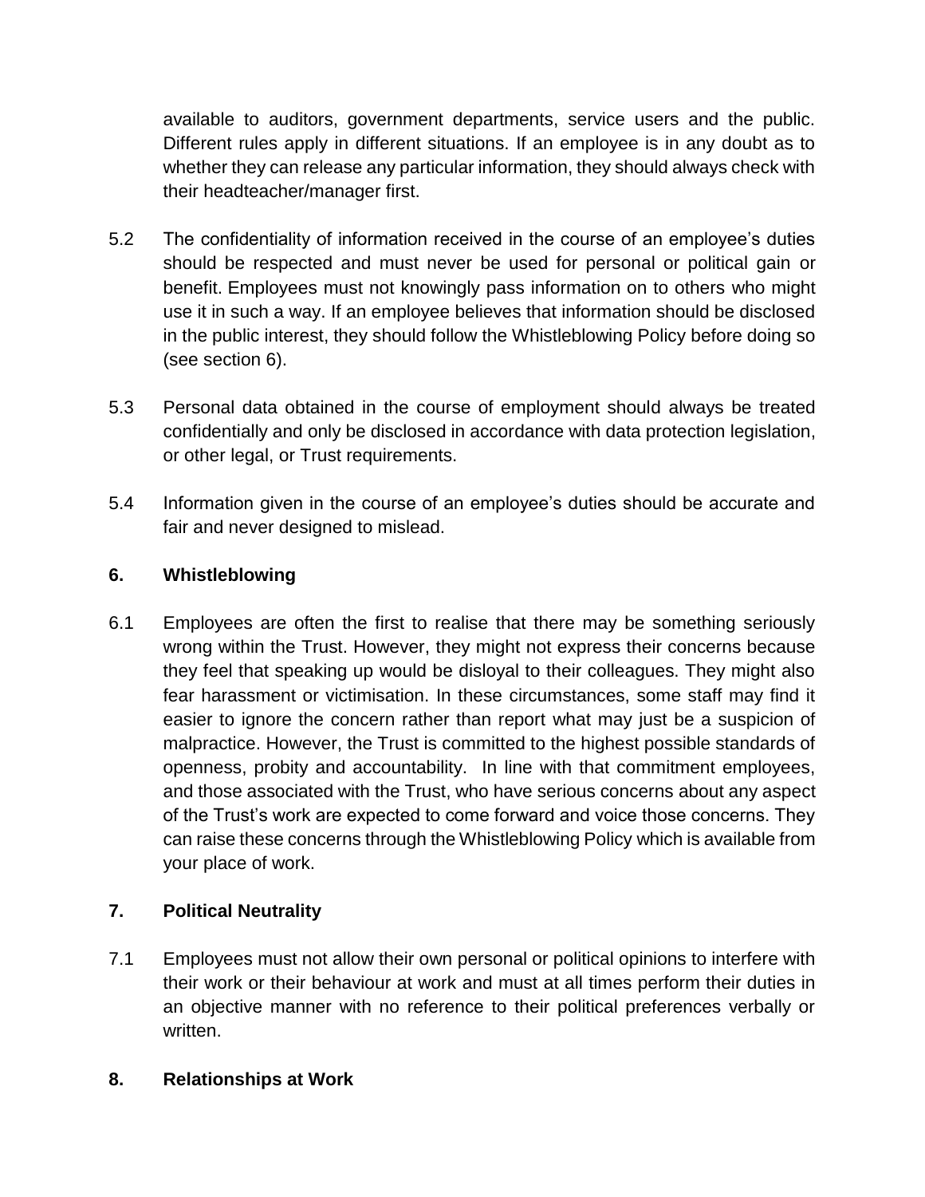available to auditors, government departments, service users and the public. Different rules apply in different situations. If an employee is in any doubt as to whether they can release any particular information, they should always check with their headteacher/manager first.

5.2 The confidentiality of information received in the course of an employee's duties should be respected and must never be used for personal or political gain or benefit. Employees must not knowingly pass information on to others who might use it in such a way. If an employee believes that information should be disclosed in the public interest, they should follow the Whistleblowing Policy before doing so (see section 6).

5.3 Personal data obtained in the course of employment should always be treated confidentially and only be disclosed in accordance with data protection legislation, or other legal, or Trust requirements.

5.4 Information given in the course of an employee's duties should be accurate and fair and never designed to mislead.

## 6. Whistleblowing

6.1 Employees are often the first to realise that there may be something seriously wrong within the Trust. However, they might not express their concerns because they feel that speaking up would be disloyal to their colleagues. They might also fear harassment or victimisation. In these circumstances, some staff may find it easier to ignore the concern rather than report what may just be a suspicion of malpractice. However, the Trust is committed to the highest possible standards of openness, probity and accountability. In line with that commitment employees, and those associated with the Trust, who have serious concerns about any aspect of the Trust's work are expected to come forward and voice those concerns. They can raise these concerns through the Whistleblowing Policy which is available from your place of work.

## 7. Political Neutrality

7.1 Employees must not allow their own personal or political opinions to interfere with their work or their behaviour at work and must at all times perform their duties in an objective manner with no reference to their political preferences verbally or written.

## 8. Relationships at Work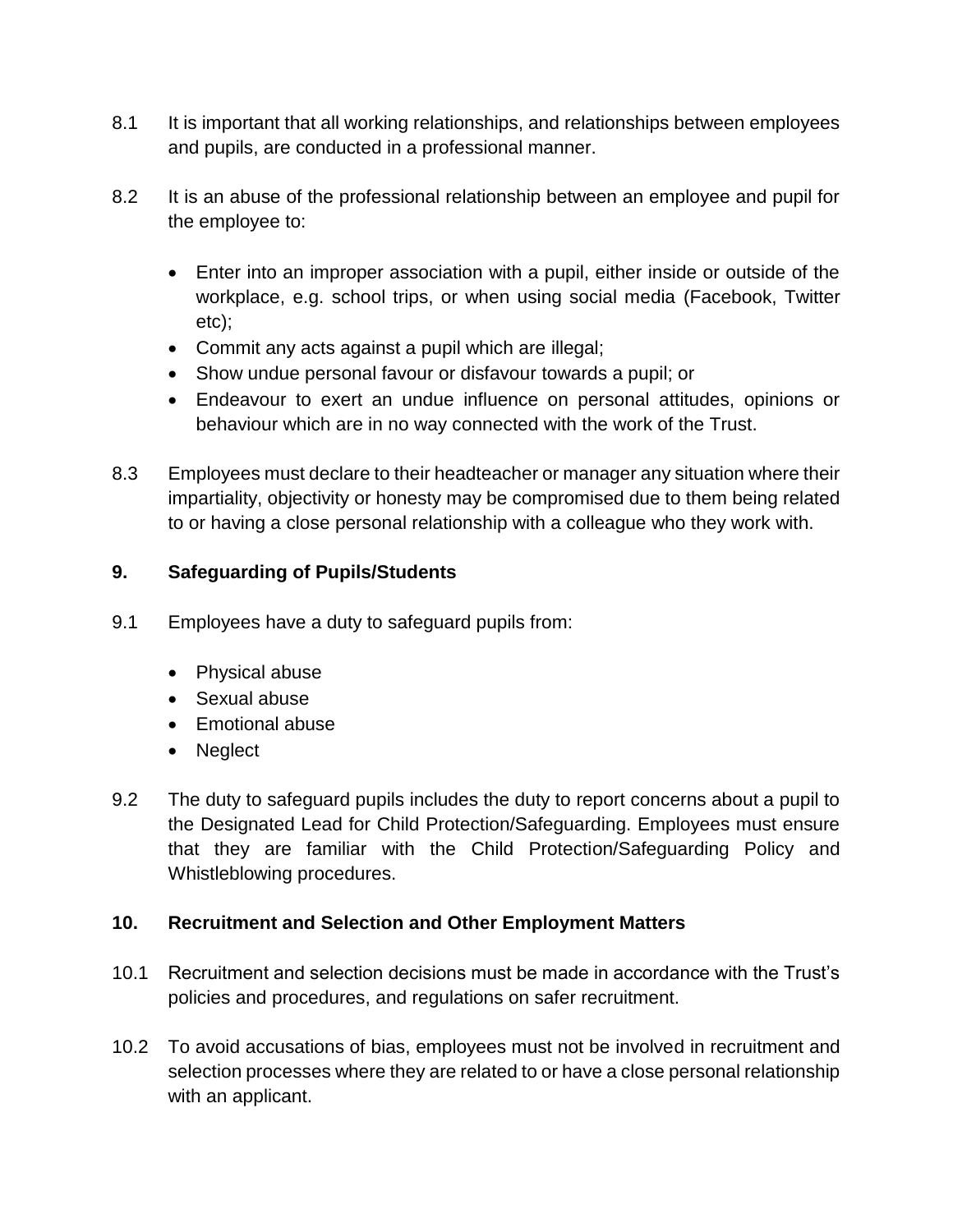8.1 It is important that all working relationships, and relationships between employees and pupils, are conducted in a professional manner.

8.2 It is an abuse of the professional relationship between an employee and pupil for the employee to:

- Enter into an improper association with a pupil, either inside or outside of the workplace, e.g. school trips, or when using social media (Facebook, Twitter etc);
- Commit any acts against a pupil which are illegal;
- Show undue personal favour or disfavour towards a pupil; or
- Endeavour to exert an undue influence on personal attitudes, opinions or behaviour which are in no way connected with the work of the Trust.

8.3 Employees must declare to their headteacher or manager any situation where their impartiality, objectivity or honesty may be compromised due to them being related to or having a close personal relationship with a colleague who they work with.

## 9. Safeguarding of Pupils/Students

9.1 Employees have a duty to safeguard pupils from:

- Physical abuse
- Sexual abuse
- Emotional abuse
- Neglect

9.2 The duty to safeguard pupils includes the duty to report concerns about a pupil to the Designated Lead for Child Protection/Safeguarding. Employees must ensure that they are familiar with the Child Protection/Safeguarding Policy and Whistleblowing procedures.

## 10. Recruitment and Selection and Other Employment Matters

10.1 Recruitment and selection decisions must be made in accordance with the Trust's policies and procedures, and regulations on safer recruitment.

10.2 To avoid accusations of bias, employees must not be involved in recruitment and selection processes where they are related to or have a close personal relationship with an applicant.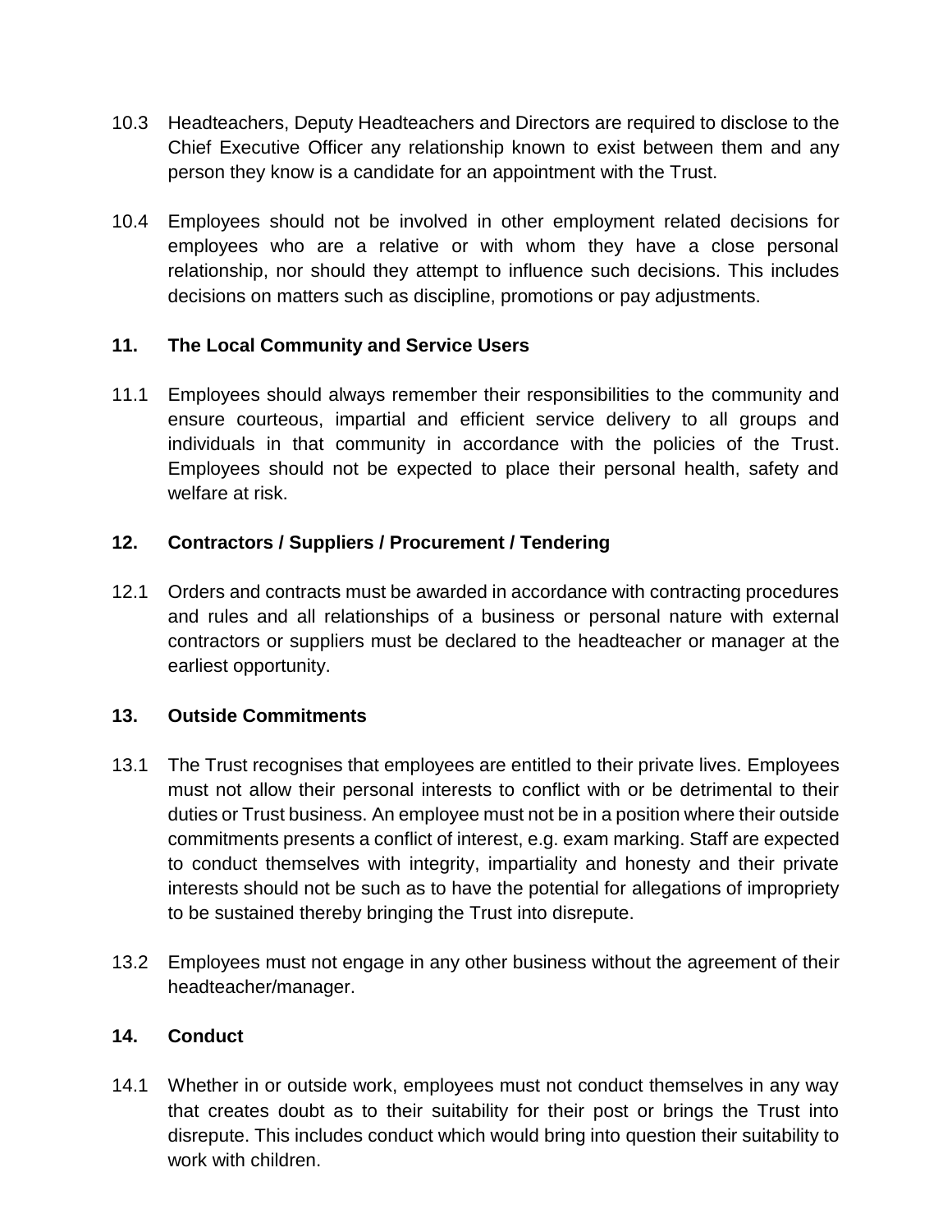10.3 Headteachers, Deputy Headteachers and Directors are required to disclose to the Chief Executive Officer any relationship known to exist between them and any person they know is a candidate for an appointment with the Trust.

10.4 Employees should not be involved in other employment related decisions for employees who are a relative or with whom they have a close personal relationship, nor should they attempt to influence such decisions. This includes decisions on matters such as discipline, promotions or pay adjustments.

## 11. The Local Community and Service Users

11.1 Employees should always remember their responsibilities to the community and ensure courteous, impartial and efficient service delivery to all groups and individuals in that community in accordance with the policies of the Trust. Employees should not be expected to place their personal health, safety and welfare at risk.

## 12. Contractors / Suppliers / Procurement / Tendering

12.1 Orders and contracts must be awarded in accordance with contracting procedures and rules and all relationships of a business or personal nature with external contractors or suppliers must be declared to the headteacher or manager at the earliest opportunity.

## 13. Outside Commitments

13.1 The Trust recognises that employees are entitled to their private lives. Employees must not allow their personal interests to conflict with or be detrimental to their duties or Trust business. An employee must not be in a position where their outside commitments presents a conflict of interest, e.g. exam marking. Staff are expected to conduct themselves with integrity, impartiality and honesty and their private interests should not be such as to have the potential for allegations of impropriety to be sustained thereby bringing the Trust into disrepute.

13.2 Employees must not engage in any other business without the agreement of their headteacher/manager.

## 14. Conduct

14.1 Whether in or outside work, employees must not conduct themselves in any way that creates doubt as to their suitability for their post or brings the Trust into disrepute. This includes conduct which would bring into question their suitability to work with children.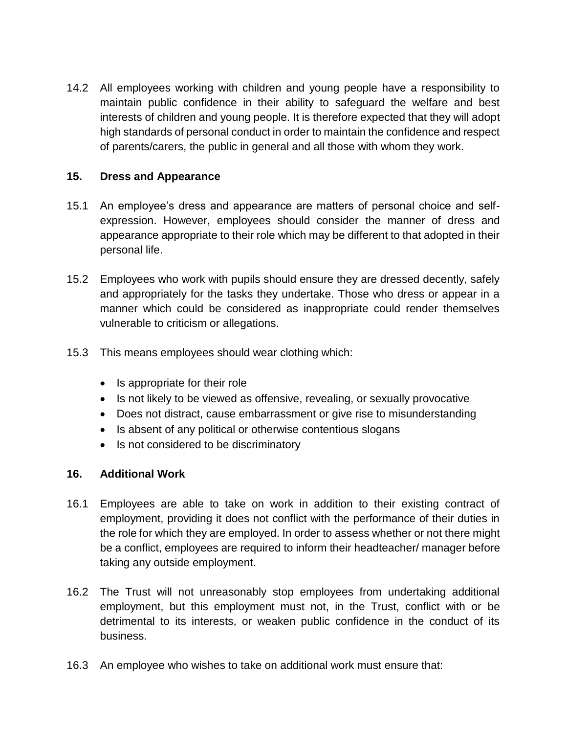14.2 All employees working with children and young people have a responsibility to maintain public confidence in their ability to safeguard the welfare and best interests of children and young people. It is therefore expected that they will adopt high standards of personal conduct in order to maintain the confidence and respect of parents/carers, the public in general and all those with whom they work.

## 15. Dress and Appearance

15.1 An employee's dress and appearance are matters of personal choice and self-expression. However, employees should consider the manner of dress and appearance appropriate to their role which may be different to that adopted in their personal life.

15.2 Employees who work with pupils should ensure they are dressed decently, safely and appropriately for the tasks they undertake. Those who dress or appear in a manner which could be considered as inappropriate could render themselves vulnerable to criticism or allegations.

15.3 This means employees should wear clothing which:

- Is appropriate for their role
- Is not likely to be viewed as offensive, revealing, or sexually provocative
- Does not distract, cause embarrassment or give rise to misunderstanding
- Is absent of any political or otherwise contentious slogans
- Is not considered to be discriminatory

## 16. Additional Work

16.1 Employees are able to take on work in addition to their existing contract of employment, providing it does not conflict with the performance of their duties in the role for which they are employed. In order to assess whether or not there might be a conflict, employees are required to inform their headteacher/ manager before taking any outside employment.

16.2 The Trust will not unreasonably stop employees from undertaking additional employment, but this employment must not, in the Trust, conflict with or be detrimental to its interests, or weaken public confidence in the conduct of its business.

16.3 An employee who wishes to take on additional work must ensure that: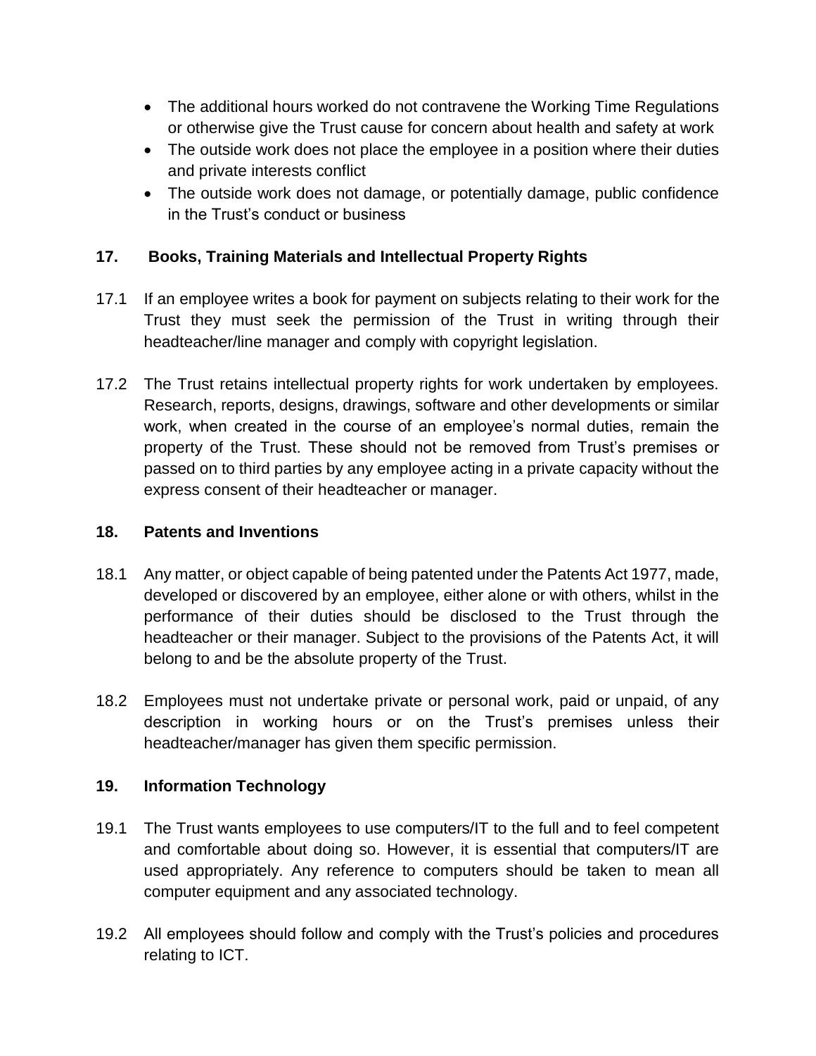- The additional hours worked do not contravene the Working Time Regulations or otherwise give the Trust cause for concern about health and safety at work
- The outside work does not place the employee in a position where their duties and private interests conflict
- The outside work does not damage, or potentially damage, public confidence in the Trust's conduct or business

## 17. Books, Training Materials and Intellectual Property Rights

17.1 If an employee writes a book for payment on subjects relating to their work for the Trust they must seek the permission of the Trust in writing through their headteacher/line manager and comply with copyright legislation.

17.2 The Trust retains intellectual property rights for work undertaken by employees. Research, reports, designs, drawings, software and other developments or similar work, when created in the course of an employee's normal duties, remain the property of the Trust. These should not be removed from Trust's premises or passed on to third parties by any employee acting in a private capacity without the express consent of their headteacher or manager.

## 18. Patents and Inventions

18.1 Any matter, or object capable of being patented under the Patents Act 1977, made, developed or discovered by an employee, either alone or with others, whilst in the performance of their duties should be disclosed to the Trust through the headteacher or their manager. Subject to the provisions of the Patents Act, it will belong to and be the absolute property of the Trust.

18.2 Employees must not undertake private or personal work, paid or unpaid, of any description in working hours or on the Trust's premises unless their headteacher/manager has given them specific permission.

## 19. Information Technology

19.1 The Trust wants employees to use computers/IT to the full and to feel competent and comfortable about doing so. However, it is essential that computers/IT are used appropriately. Any reference to computers should be taken to mean all computer equipment and any associated technology.

19.2 All employees should follow and comply with the Trust's policies and procedures relating to ICT.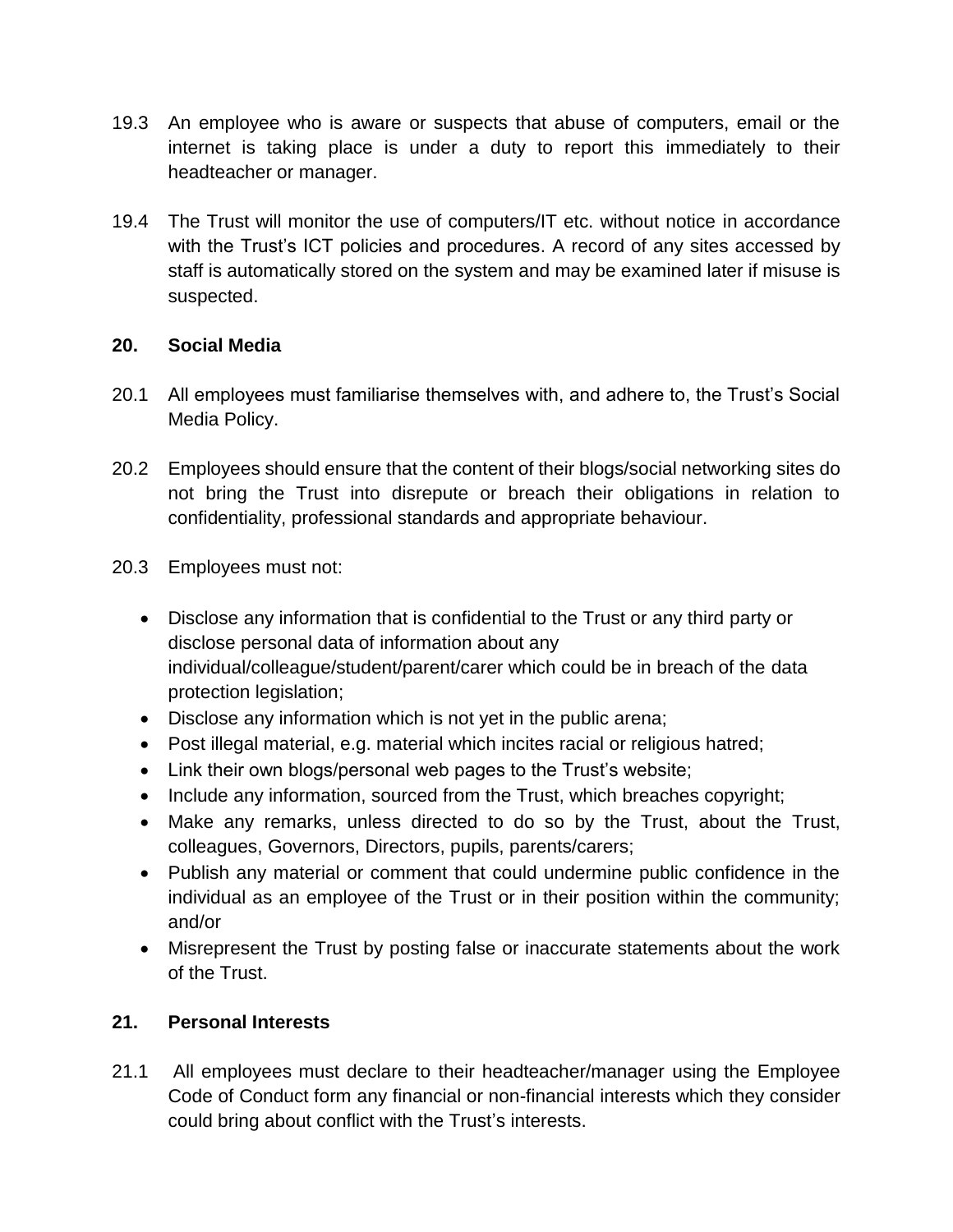19.3 An employee who is aware or suspects that abuse of computers, email or the internet is taking place is under a duty to report this immediately to their headteacher or manager.

19.4 The Trust will monitor the use of computers/IT etc. without notice in accordance with the Trust's ICT policies and procedures. A record of any sites accessed by staff is automatically stored on the system and may be examined later if misuse is suspected.

## 20. Social Media

20.1 All employees must familiarise themselves with, and adhere to, the Trust's Social Media Policy.

20.2 Employees should ensure that the content of their blogs/social networking sites do not bring the Trust into disrepute or breach their obligations in relation to confidentiality, professional standards and appropriate behaviour.

20.3 Employees must not:

- Disclose any information that is confidential to the Trust or any third party or disclose personal data of information about any individual/colleague/student/parent/carer which could be in breach of the data protection legislation;
- Disclose any information which is not yet in the public arena;
- Post illegal material, e.g. material which incites racial or religious hatred;
- Link their own blogs/personal web pages to the Trust's website;
- Include any information, sourced from the Trust, which breaches copyright;
- Make any remarks, unless directed to do so by the Trust, about the Trust, colleagues, Governors, Directors, pupils, parents/carers;
- Publish any material or comment that could undermine public confidence in the individual as an employee of the Trust or in their position within the community; and/or
- Misrepresent the Trust by posting false or inaccurate statements about the work of the Trust.

## 21. Personal Interests

21.1 All employees must declare to their headteacher/manager using the Employee Code of Conduct form any financial or non-financial interests which they consider could bring about conflict with the Trust's interests.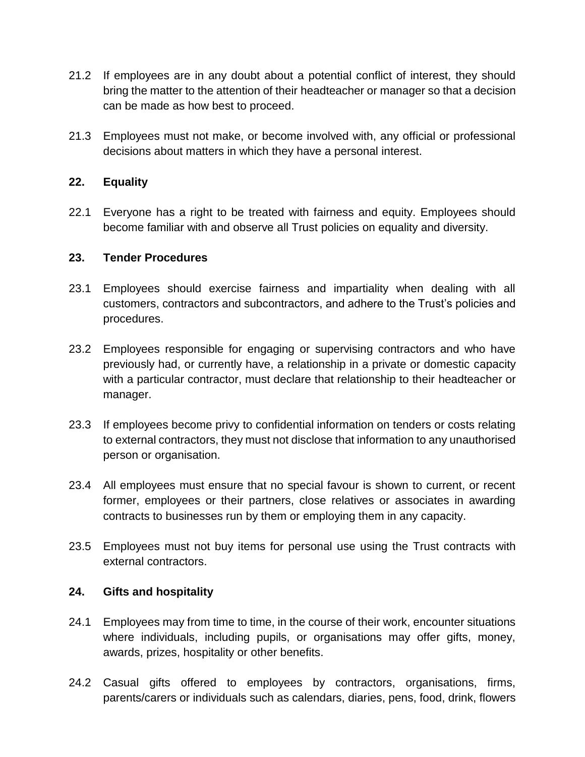21.2 If employees are in any doubt about a potential conflict of interest, they should bring the matter to the attention of their headteacher or manager so that a decision can be made as how best to proceed.

21.3 Employees must not make, or become involved with, any official or professional decisions about matters in which they have a personal interest.

## 22. Equality

22.1 Everyone has a right to be treated with fairness and equity. Employees should become familiar with and observe all Trust policies on equality and diversity.

## 23. Tender Procedures

23.1 Employees should exercise fairness and impartiality when dealing with all customers, contractors and subcontractors, and adhere to the Trust's policies and procedures.

23.2 Employees responsible for engaging or supervising contractors and who have previously had, or currently have, a relationship in a private or domestic capacity with a particular contractor, must declare that relationship to their headteacher or manager.

23.3 If employees become privy to confidential information on tenders or costs relating to external contractors, they must not disclose that information to any unauthorised person or organisation.

23.4 All employees must ensure that no special favour is shown to current, or recent former, employees or their partners, close relatives or associates in awarding contracts to businesses run by them or employing them in any capacity.

23.5 Employees must not buy items for personal use using the Trust contracts with external contractors.

## 24. Gifts and hospitality

24.1 Employees may from time to time, in the course of their work, encounter situations where individuals, including pupils, or organisations may offer gifts, money, awards, prizes, hospitality or other benefits.

24.2 Casual gifts offered to employees by contractors, organisations, firms, parents/carers or individuals such as calendars, diaries, pens, food, drink, flowers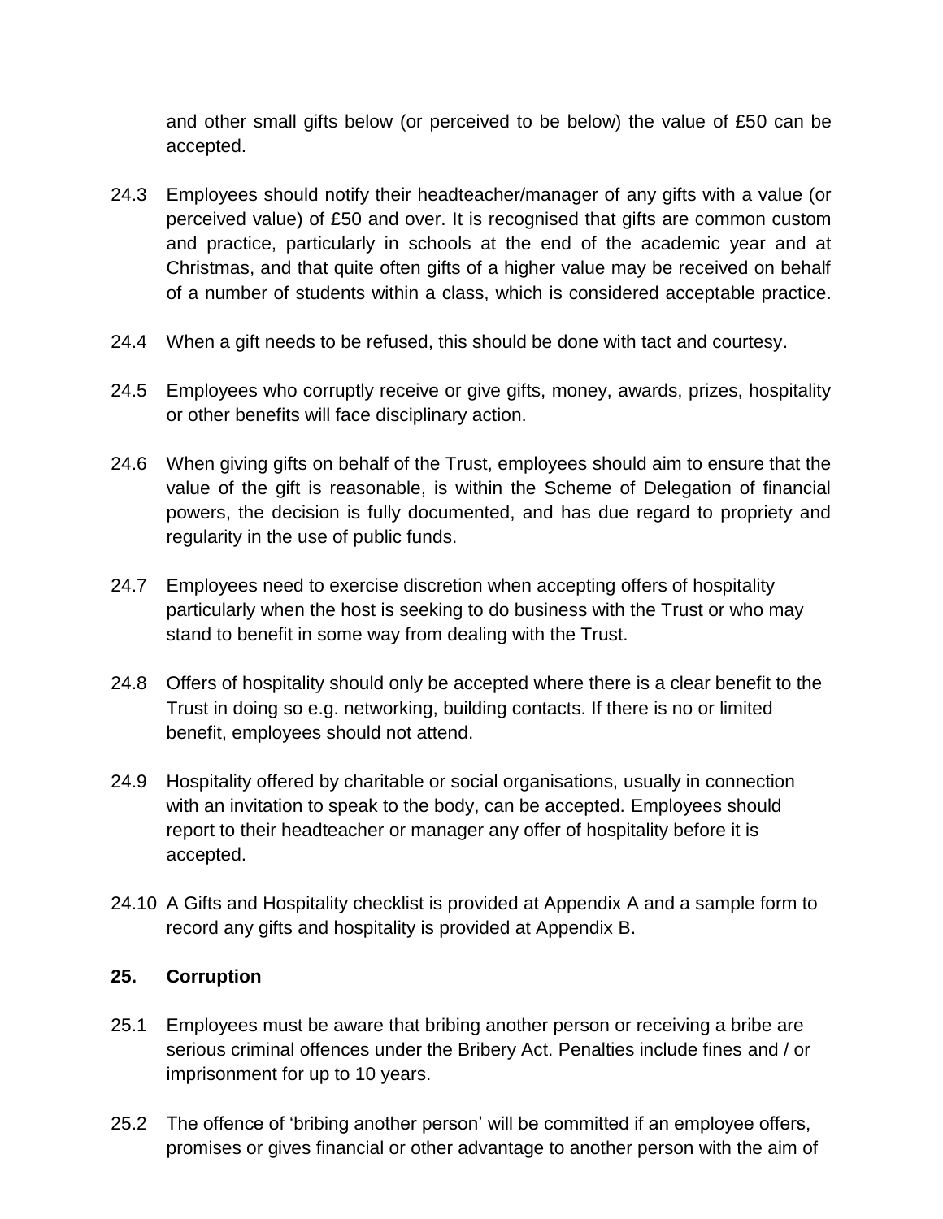and other small gifts below (or perceived to be below) the value of £50 can be accepted.

24.3 Employees should notify their headteacher/manager of any gifts with a value (or perceived value) of £50 and over. It is recognised that gifts are common custom and practice, particularly in schools at the end of the academic year and at Christmas, and that quite often gifts of a higher value may be received on behalf of a number of students within a class, which is considered acceptable practice.

24.4 When a gift needs to be refused, this should be done with tact and courtesy.

24.5 Employees who corruptly receive or give gifts, money, awards, prizes, hospitality or other benefits will face disciplinary action.

24.6 When giving gifts on behalf of the Trust, employees should aim to ensure that the value of the gift is reasonable, is within the Scheme of Delegation of financial powers, the decision is fully documented, and has due regard to propriety and regularity in the use of public funds.

24.7 Employees need to exercise discretion when accepting offers of hospitality particularly when the host is seeking to do business with the Trust or who may stand to benefit in some way from dealing with the Trust.

24.8 Offers of hospitality should only be accepted where there is a clear benefit to the Trust in doing so e.g. networking, building contacts. If there is no or limited benefit, employees should not attend.

24.9 Hospitality offered by charitable or social organisations, usually in connection with an invitation to speak to the body, can be accepted. Employees should report to their headteacher or manager any offer of hospitality before it is accepted.

24.10 A Gifts and Hospitality checklist is provided at Appendix A and a sample form to record any gifts and hospitality is provided at Appendix B.

## 25. Corruption

25.1 Employees must be aware that bribing another person or receiving a bribe are serious criminal offences under the Bribery Act. Penalties include fines and / or imprisonment for up to 10 years.

25.2 The offence of 'bribing another person' will be committed if an employee offers, promises or gives financial or other advantage to another person with the aim of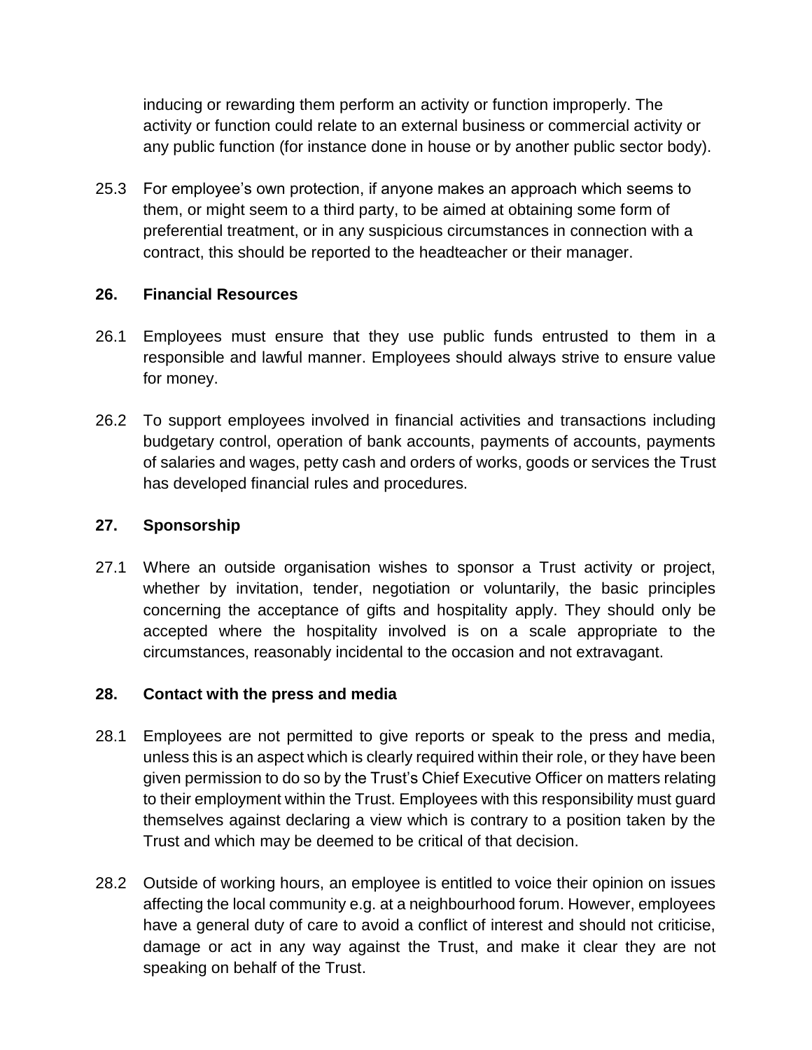inducing or rewarding them perform an activity or function improperly. The activity or function could relate to an external business or commercial activity or any public function (for instance done in house or by another public sector body).

25.3 For employee's own protection, if anyone makes an approach which seems to them, or might seem to a third party, to be aimed at obtaining some form of preferential treatment, or in any suspicious circumstances in connection with a contract, this should be reported to the headteacher or their manager.

## 26. Financial Resources

26.1 Employees must ensure that they use public funds entrusted to them in a responsible and lawful manner. Employees should always strive to ensure value for money.

26.2 To support employees involved in financial activities and transactions including budgetary control, operation of bank accounts, payments of accounts, payments of salaries and wages, petty cash and orders of works, goods or services the Trust has developed financial rules and procedures.

## 27. Sponsorship

27.1 Where an outside organisation wishes to sponsor a Trust activity or project, whether by invitation, tender, negotiation or voluntarily, the basic principles concerning the acceptance of gifts and hospitality apply. They should only be accepted where the hospitality involved is on a scale appropriate to the circumstances, reasonably incidental to the occasion and not extravagant.

## 28. Contact with the press and media

28.1 Employees are not permitted to give reports or speak to the press and media, unless this is an aspect which is clearly required within their role, or they have been given permission to do so by the Trust's Chief Executive Officer on matters relating to their employment within the Trust. Employees with this responsibility must guard themselves against declaring a view which is contrary to a position taken by the Trust and which may be deemed to be critical of that decision.

28.2 Outside of working hours, an employee is entitled to voice their opinion on issues affecting the local community e.g. at a neighbourhood forum. However, employees have a general duty of care to avoid a conflict of interest and should not criticise, damage or act in any way against the Trust, and make it clear they are not speaking on behalf of the Trust.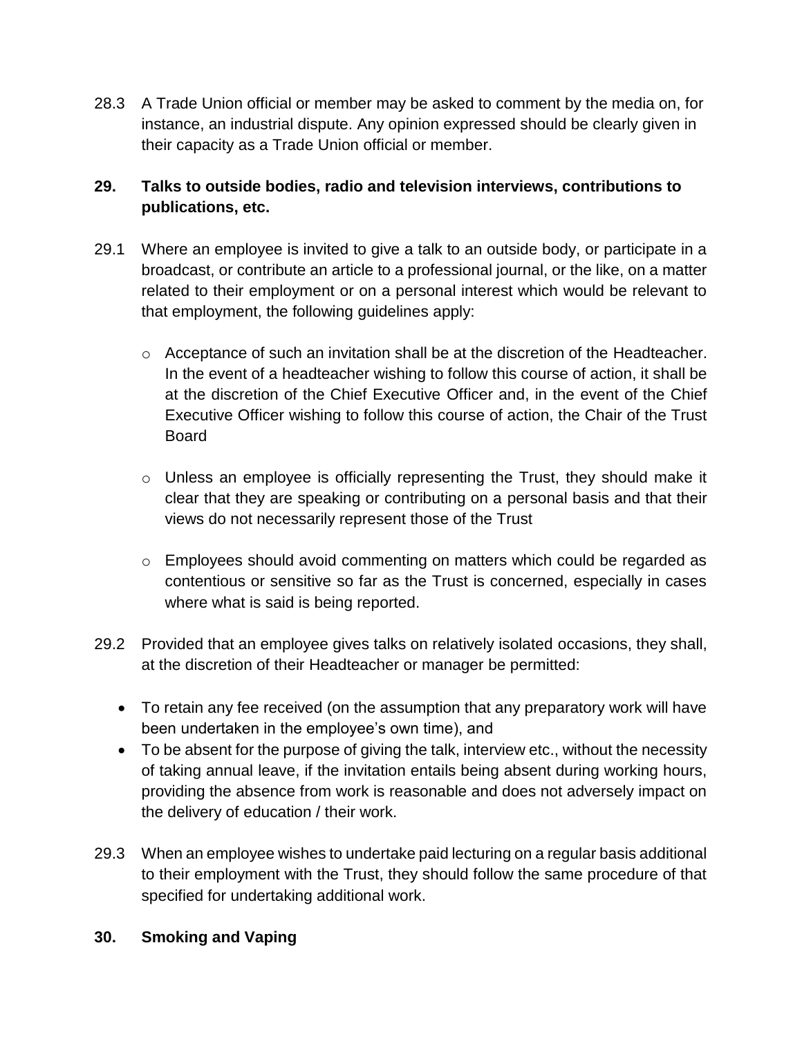28.3 A Trade Union official or member may be asked to comment by the media on, for instance, an industrial dispute. Any opinion expressed should be clearly given in their capacity as a Trade Union official or member.

## 29. Talks to outside bodies, radio and television interviews, contributions to publications, etc.

29.1 Where an employee is invited to give a talk to an outside body, or participate in a broadcast, or contribute an article to a professional journal, or the like, on a matter related to their employment or on a personal interest which would be relevant to that employment, the following guidelines apply:

- Acceptance of such an invitation shall be at the discretion of the Headteacher. In the event of a headteacher wishing to follow this course of action, it shall be at the discretion of the Chief Executive Officer and, in the event of the Chief Executive Officer wishing to follow this course of action, the Chair of the Trust Board
- Unless an employee is officially representing the Trust, they should make it clear that they are speaking or contributing on a personal basis and that their views do not necessarily represent those of the Trust
- Employees should avoid commenting on matters which could be regarded as contentious or sensitive so far as the Trust is concerned, especially in cases where what is said is being reported.

29.2 Provided that an employee gives talks on relatively isolated occasions, they shall, at the discretion of their Headteacher or manager be permitted:

- To retain any fee received (on the assumption that any preparatory work will have been undertaken in the employee's own time), and
- To be absent for the purpose of giving the talk, interview etc., without the necessity of taking annual leave, if the invitation entails being absent during working hours, providing the absence from work is reasonable and does not adversely impact on the delivery of education / their work.

29.3 When an employee wishes to undertake paid lecturing on a regular basis additional to their employment with the Trust, they should follow the same procedure of that specified for undertaking additional work.

## 30. Smoking and Vaping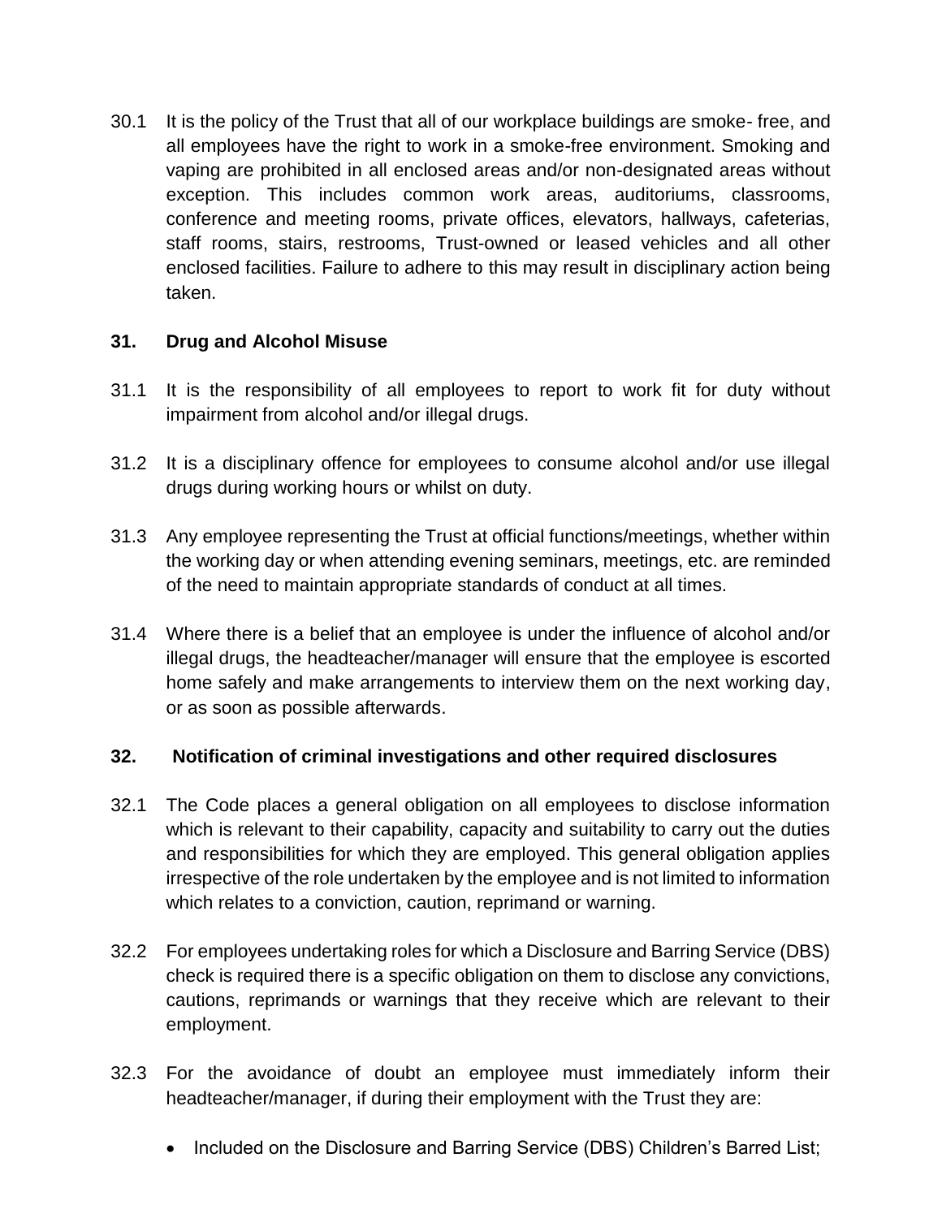30.1 It is the policy of the Trust that all of our workplace buildings are smoke- free, and all employees have the right to work in a smoke-free environment. Smoking and vaping are prohibited in all enclosed areas and/or non-designated areas without exception. This includes common work areas, auditoriums, classrooms, conference and meeting rooms, private offices, elevators, hallways, cafeterias, staff rooms, stairs, restrooms, Trust-owned or leased vehicles and all other enclosed facilities. Failure to adhere to this may result in disciplinary action being taken.

## 31. Drug and Alcohol Misuse

31.1 It is the responsibility of all employees to report to work fit for duty without impairment from alcohol and/or illegal drugs.

31.2 It is a disciplinary offence for employees to consume alcohol and/or use illegal drugs during working hours or whilst on duty.

31.3 Any employee representing the Trust at official functions/meetings, whether within the working day or when attending evening seminars, meetings, etc. are reminded of the need to maintain appropriate standards of conduct at all times.

31.4 Where there is a belief that an employee is under the influence of alcohol and/or illegal drugs, the headteacher/manager will ensure that the employee is escorted home safely and make arrangements to interview them on the next working day, or as soon as possible afterwards.

## 32. Notification of criminal investigations and other required disclosures

32.1 The Code places a general obligation on all employees to disclose information which is relevant to their capability, capacity and suitability to carry out the duties and responsibilities for which they are employed. This general obligation applies irrespective of the role undertaken by the employee and is not limited to information which relates to a conviction, caution, reprimand or warning.

32.2 For employees undertaking roles for which a Disclosure and Barring Service (DBS) check is required there is a specific obligation on them to disclose any convictions, cautions, reprimands or warnings that they receive which are relevant to their employment.

32.3 For the avoidance of doubt an employee must immediately inform their headteacher/manager, if during their employment with the Trust they are:

- Included on the Disclosure and Barring Service (DBS) Children's Barred List;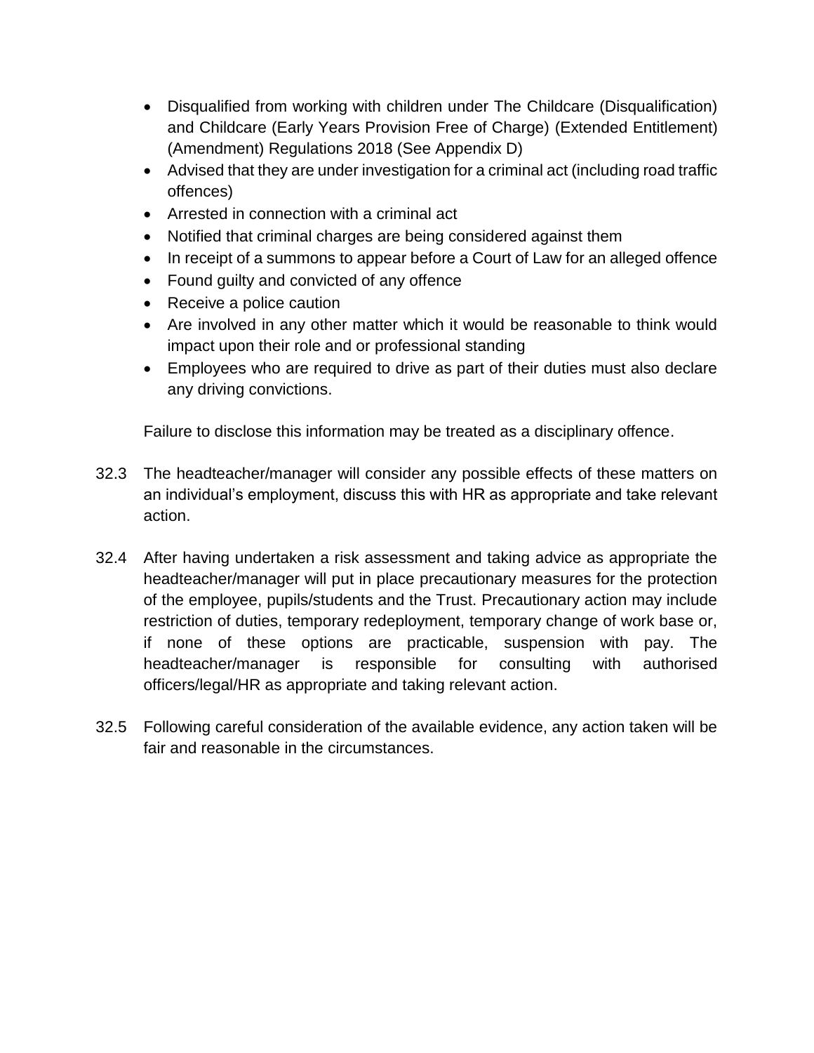- Disqualified from working with children under The Childcare (Disqualification) and Childcare (Early Years Provision Free of Charge) (Extended Entitlement) (Amendment) Regulations 2018 (See Appendix D)
- Advised that they are under investigation for a criminal act (including road traffic offences)
- Arrested in connection with a criminal act
- Notified that criminal charges are being considered against them
- In receipt of a summons to appear before a Court of Law for an alleged offence
- Found guilty and convicted of any offence
- Receive a police caution
- Are involved in any other matter which it would be reasonable to think would impact upon their role and or professional standing
- Employees who are required to drive as part of their duties must also declare any driving convictions.

Failure to disclose this information may be treated as a disciplinary offence.

32.3 The headteacher/manager will consider any possible effects of these matters on an individual's employment, discuss this with HR as appropriate and take relevant action.

32.4 After having undertaken a risk assessment and taking advice as appropriate the headteacher/manager will put in place precautionary measures for the protection of the employee, pupils/students and the Trust. Precautionary action may include restriction of duties, temporary redeployment, temporary change of work base or, if none of these options are practicable, suspension with pay. The headteacher/manager is responsible for consulting with authorised officers/legal/HR as appropriate and taking relevant action.

32.5 Following careful consideration of the available evidence, any action taken will be fair and reasonable in the circumstances.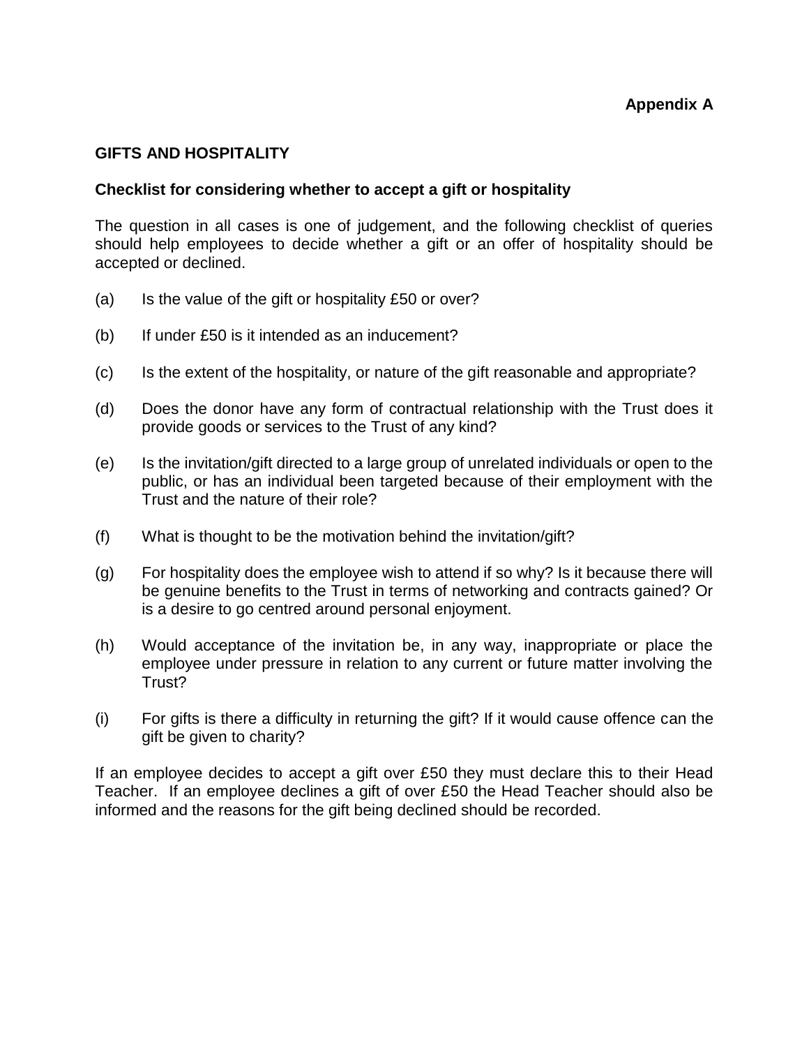**Appendix A**

## GIFTS AND HOSPITALITY

### Checklist for considering whether to accept a gift or hospitality

The question in all cases is one of judgement, and the following checklist of queries should help employees to decide whether a gift or an offer of hospitality should be accepted or declined.

(a) Is the value of the gift or hospitality £50 or over?

(b) If under £50 is it intended as an inducement?

(c) Is the extent of the hospitality, or nature of the gift reasonable and appropriate?

(d) Does the donor have any form of contractual relationship with the Trust does it provide goods or services to the Trust of any kind?

(e) Is the invitation/gift directed to a large group of unrelated individuals or open to the public, or has an individual been targeted because of their employment with the Trust and the nature of their role?

(f) What is thought to be the motivation behind the invitation/gift?

(g) For hospitality does the employee wish to attend if so why? Is it because there will be genuine benefits to the Trust in terms of networking and contracts gained? Or is a desire to go centred around personal enjoyment.

(h) Would acceptance of the invitation be, in any way, inappropriate or place the employee under pressure in relation to any current or future matter involving the Trust?

(i) For gifts is there a difficulty in returning the gift? If it would cause offence can the gift be given to charity?

If an employee decides to accept a gift over £50 they must declare this to their Head Teacher. If an employee declines a gift of over £50 the Head Teacher should also be informed and the reasons for the gift being declined should be recorded.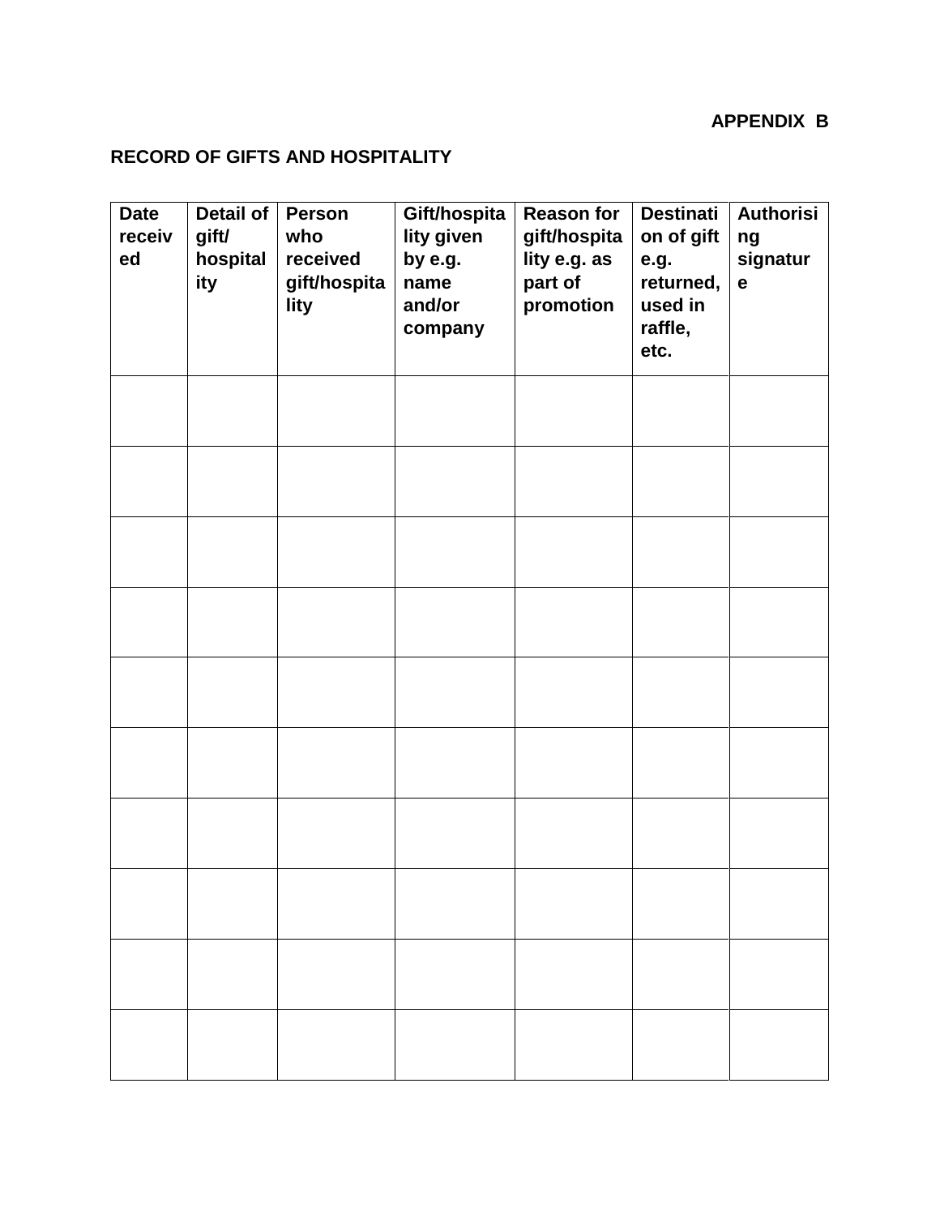**APPENDIX B**

**RECORD OF GIFTS AND HOSPITALITY**

| Date received | Detail of gift/ hospitality | Person who received gift/hospitality | Gift/hospitality given by e.g. name and/or company | Reason for gift/hospitality e.g. as part of promotion | Destination of gift e.g. returned, used in raffle, etc. | Authorising signature |
|---|---|---|---|---|---|---|
| | | | | | | |
| | | | | | | |
| | | | | | | |
| | | | | | | |
| | | | | | | |
| | | | | | | |
| | | | | | | |
| | | | | | | |
| | | | | | | |
| | | | | | | |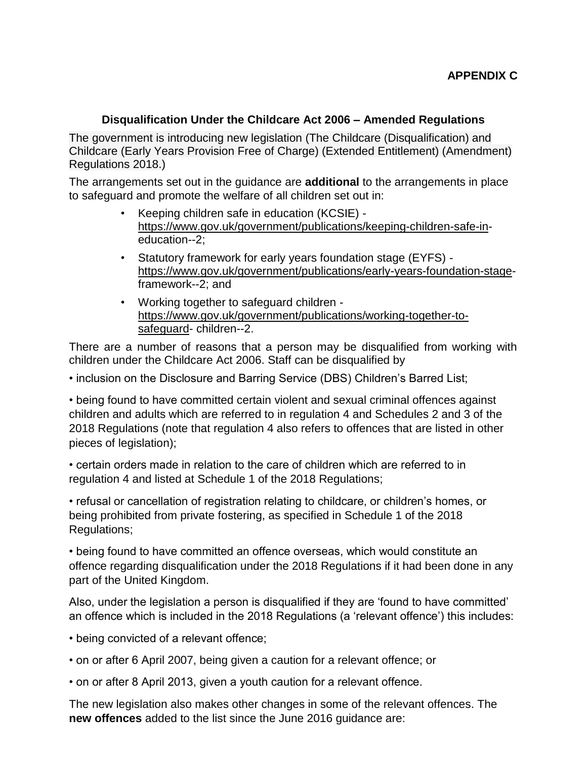**APPENDIX C**

## Disqualification Under the Childcare Act 2006 – Amended Regulations

The government is introducing new legislation (The Childcare (Disqualification) and Childcare (Early Years Provision Free of Charge) (Extended Entitlement) (Amendment) Regulations 2018.)

The arrangements set out in the guidance are **additional** to the arrangements in place to safeguard and promote the welfare of all children set out in:

- Keeping children safe in education (KCSIE) - https://www.gov.uk/government/publications/keeping-children-safe-in-education--2;
- Statutory framework for early years foundation stage (EYFS) - https://www.gov.uk/government/publications/early-years-foundation-stage-framework--2; and
- Working together to safeguard children - https://www.gov.uk/government/publications/working-together-to-safeguard- children--2.

There are a number of reasons that a person may be disqualified from working with children under the Childcare Act 2006. Staff can be disqualified by

• inclusion on the Disclosure and Barring Service (DBS) Children's Barred List;

• being found to have committed certain violent and sexual criminal offences against children and adults which are referred to in regulation 4 and Schedules 2 and 3 of the 2018 Regulations (note that regulation 4 also refers to offences that are listed in other pieces of legislation);

• certain orders made in relation to the care of children which are referred to in regulation 4 and listed at Schedule 1 of the 2018 Regulations;

• refusal or cancellation of registration relating to childcare, or children's homes, or being prohibited from private fostering, as specified in Schedule 1 of the 2018 Regulations;

• being found to have committed an offence overseas, which would constitute an offence regarding disqualification under the 2018 Regulations if it had been done in any part of the United Kingdom.

Also, under the legislation a person is disqualified if they are 'found to have committed' an offence which is included in the 2018 Regulations (a 'relevant offence') this includes:

• being convicted of a relevant offence;

• on or after 6 April 2007, being given a caution for a relevant offence; or

• on or after 8 April 2013, given a youth caution for a relevant offence.

The new legislation also makes other changes in some of the relevant offences. The **new offences** added to the list since the June 2016 guidance are: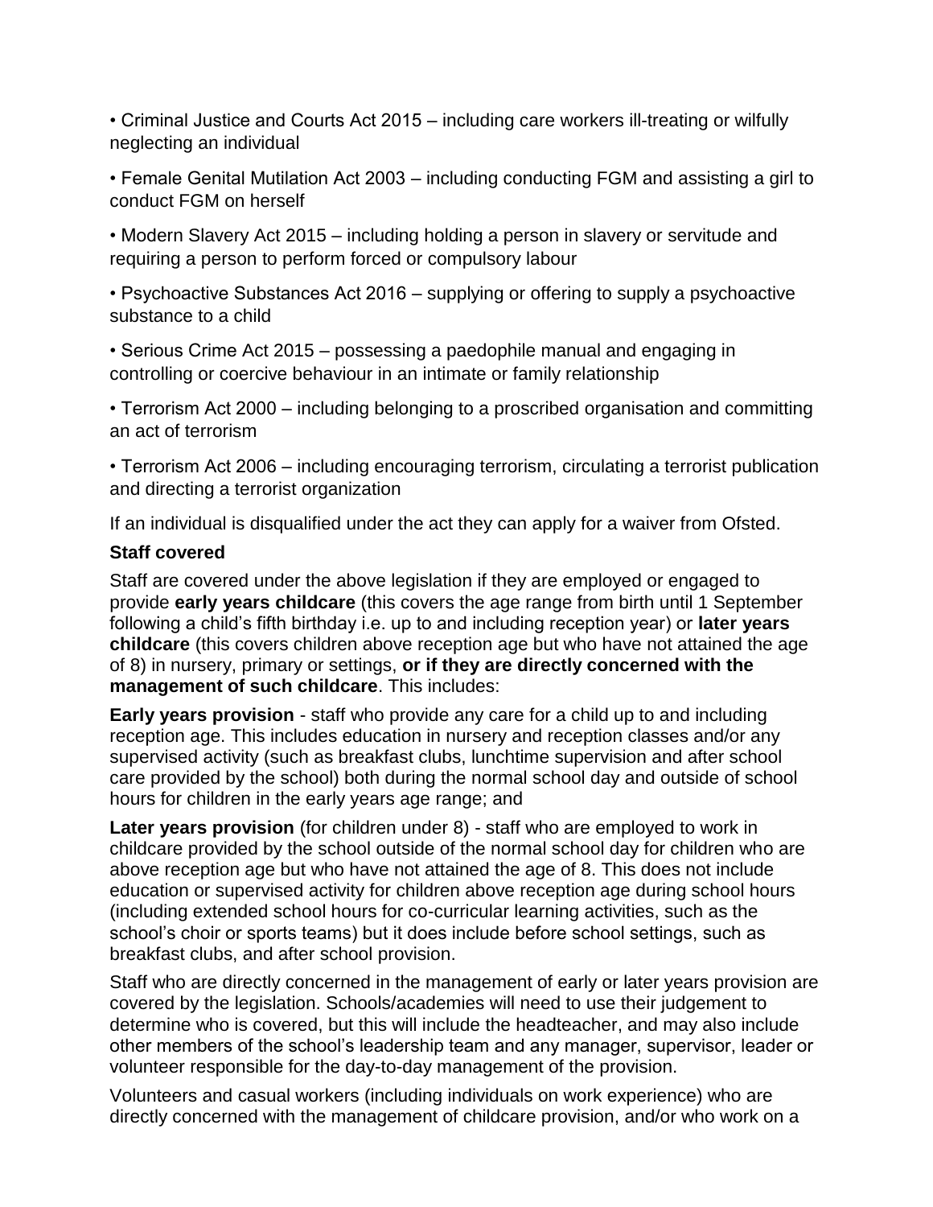- Criminal Justice and Courts Act 2015 – including care workers ill-treating or wilfully neglecting an individual
- Female Genital Mutilation Act 2003 – including conducting FGM and assisting a girl to conduct FGM on herself
- Modern Slavery Act 2015 – including holding a person in slavery or servitude and requiring a person to perform forced or compulsory labour
- Psychoactive Substances Act 2016 – supplying or offering to supply a psychoactive substance to a child
- Serious Crime Act 2015 – possessing a paedophile manual and engaging in controlling or coercive behaviour in an intimate or family relationship
- Terrorism Act 2000 – including belonging to a proscribed organisation and committing an act of terrorism
- Terrorism Act 2006 – including encouraging terrorism, circulating a terrorist publication and directing a terrorist organization

If an individual is disqualified under the act they can apply for a waiver from Ofsted.

**Staff covered**

Staff are covered under the above legislation if they are employed or engaged to provide **early years childcare** (this covers the age range from birth until 1 September following a child's fifth birthday i.e. up to and including reception year) or **later years childcare** (this covers children above reception age but who have not attained the age of 8) in nursery, primary or settings, **or if they are directly concerned with the management of such childcare**. This includes:

**Early years provision** - staff who provide any care for a child up to and including reception age. This includes education in nursery and reception classes and/or any supervised activity (such as breakfast clubs, lunchtime supervision and after school care provided by the school) both during the normal school day and outside of school hours for children in the early years age range; and

**Later years provision** (for children under 8) - staff who are employed to work in childcare provided by the school outside of the normal school day for children who are above reception age but who have not attained the age of 8. This does not include education or supervised activity for children above reception age during school hours (including extended school hours for co-curricular learning activities, such as the school's choir or sports teams) but it does include before school settings, such as breakfast clubs, and after school provision.

Staff who are directly concerned in the management of early or later years provision are covered by the legislation. Schools/academies will need to use their judgement to determine who is covered, but this will include the headteacher, and may also include other members of the school's leadership team and any manager, supervisor, leader or volunteer responsible for the day-to-day management of the provision.

Volunteers and casual workers (including individuals on work experience) who are directly concerned with the management of childcare provision, and/or who work on a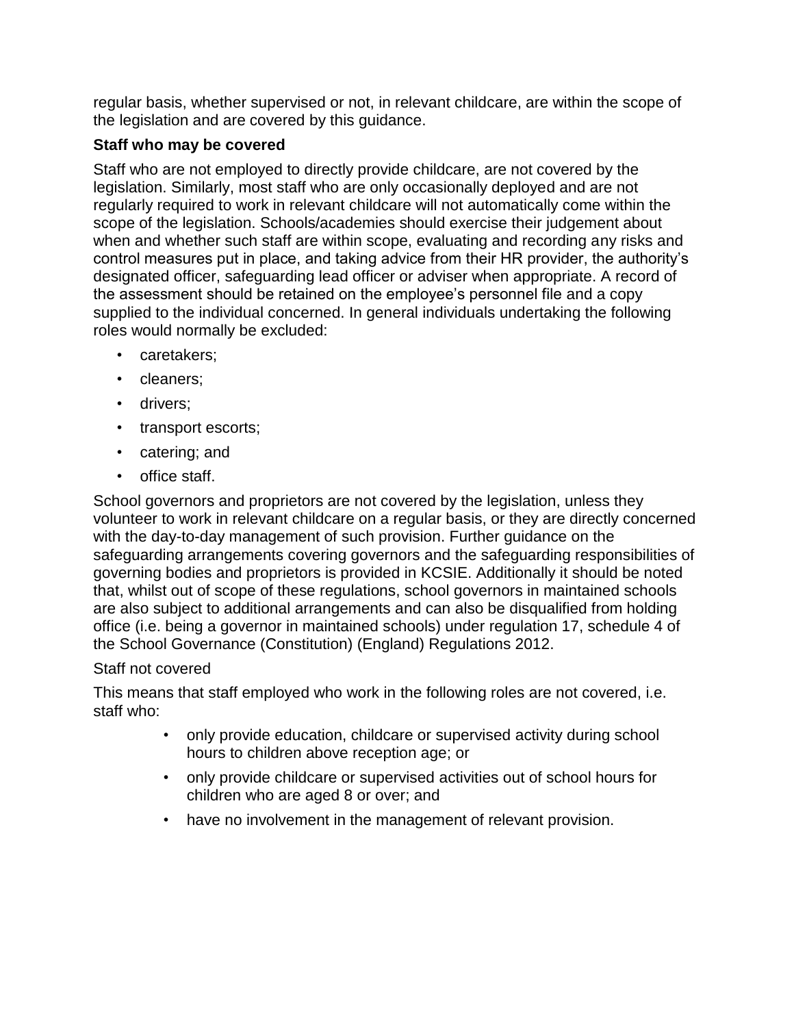regular basis, whether supervised or not, in relevant childcare, are within the scope of the legislation and are covered by this guidance.

**Staff who may be covered**

Staff who are not employed to directly provide childcare, are not covered by the legislation. Similarly, most staff who are only occasionally deployed and are not regularly required to work in relevant childcare will not automatically come within the scope of the legislation. Schools/academies should exercise their judgement about when and whether such staff are within scope, evaluating and recording any risks and control measures put in place, and taking advice from their HR provider, the authority's designated officer, safeguarding lead officer or adviser when appropriate. A record of the assessment should be retained on the employee's personnel file and a copy supplied to the individual concerned. In general individuals undertaking the following roles would normally be excluded:

- caretakers;
- cleaners;
- drivers;
- transport escorts;
- catering; and
- office staff.

School governors and proprietors are not covered by the legislation, unless they volunteer to work in relevant childcare on a regular basis, or they are directly concerned with the day-to-day management of such provision. Further guidance on the safeguarding arrangements covering governors and the safeguarding responsibilities of governing bodies and proprietors is provided in KCSIE. Additionally it should be noted that, whilst out of scope of these regulations, school governors in maintained schools are also subject to additional arrangements and can also be disqualified from holding office (i.e. being a governor in maintained schools) under regulation 17, schedule 4 of the School Governance (Constitution) (England) Regulations 2012.

Staff not covered

This means that staff employed who work in the following roles are not covered, i.e. staff who:

- only provide education, childcare or supervised activity during school hours to children above reception age; or
- only provide childcare or supervised activities out of school hours for children who are aged 8 or over; and
- have no involvement in the management of relevant provision.